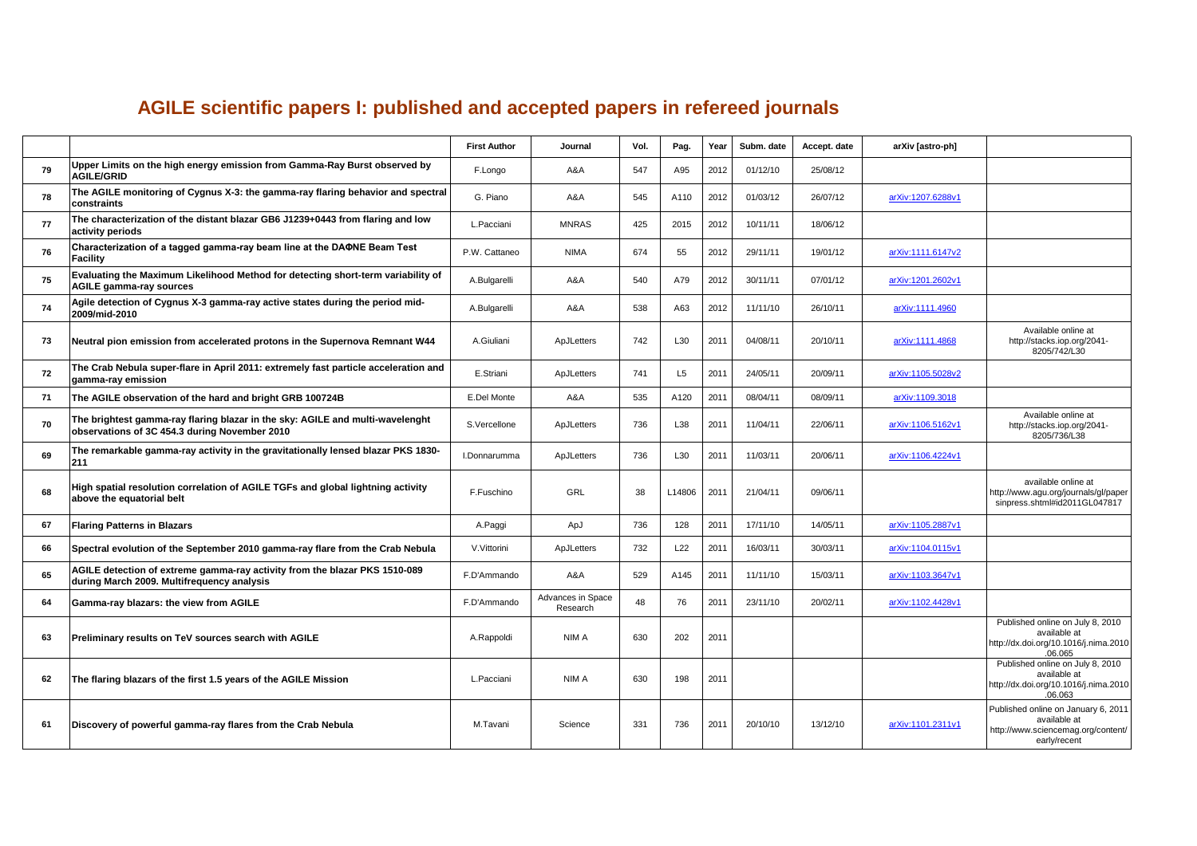# AGILE scientific papers I: published and accepted papers in refereed journals

| | | First Author | Journal | Vol. | Pag. | Year | Subm. date | Accept. date | arXiv [astro-ph] | |
|---|---|---|---|---|---|---|---|---|---|---|
| 79 | Upper Limits on the high energy emission from Gamma-Ray Burst observed by AGILE/GRID | F.Longo | A&A | 547 | A95 | 2012 | 01/12/10 | 25/08/12 | | |
| 78 | The AGILE monitoring of Cygnus X-3: the gamma-ray flaring behavior and spectral constraints | G. Piano | A&A | 545 | A110 | 2012 | 01/03/12 | 26/07/12 | arXiv:1207.6288v1 | |
| 77 | The characterization of the distant blazar GB6 J1239+0443 from flaring and low activity periods | L.Pacciani | MNRAS | 425 | 2015 | 2012 | 10/11/11 | 18/06/12 | | |
| 76 | Characterization of a tagged gamma-ray beam line at the DAΦNE Beam Test Facility | P.W. Cattaneo | NIMA | 674 | 55 | 2012 | 29/11/11 | 19/01/12 | arXiv:1111.6147v2 | |
| 75 | Evaluating the Maximum Likelihood Method for detecting short-term variability of AGILE gamma-ray sources | A.Bulgarelli | A&A | 540 | A79 | 2012 | 30/11/11 | 07/01/12 | arXiv:1201.2602v1 | |
| 74 | Agile detection of Cygnus X-3 gamma-ray active states during the period mid-2009/mid-2010 | A.Bulgarelli | A&A | 538 | A63 | 2012 | 11/11/10 | 26/10/11 | arXiv:1111.4960 | |
| 73 | Neutral pion emission from accelerated protons in the Supernova Remnant W44 | A.Giuliani | ApJLetters | 742 | L30 | 2011 | 04/08/11 | 20/10/11 | arXiv:1111.4868 | Available online at http://stacks.iop.org/2041-8205/742/L30 |
| 72 | The Crab Nebula super-flare in April 2011: extremely fast particle acceleration and gamma-ray emission | E.Striani | ApJLetters | 741 | L5 | 2011 | 24/05/11 | 20/09/11 | arXiv:1105.5028v2 | |
| 71 | The AGILE observation of the hard and bright GRB 100724B | E.Del Monte | A&A | 535 | A120 | 2011 | 08/04/11 | 08/09/11 | arXiv:1109.3018 | |
| 70 | The brightest gamma-ray flaring blazar in the sky: AGILE and multi-wavelenght observations of 3C 454.3 during November 2010 | S.Vercellone | ApJLetters | 736 | L38 | 2011 | 11/04/11 | 22/06/11 | arXiv:1106.5162v1 | Available online at http://stacks.iop.org/2041-8205/736/L38 |
| 69 | The remarkable gamma-ray activity in the gravitationally lensed blazar PKS 1830-211 | I.Donnarumma | ApJLetters | 736 | L30 | 2011 | 11/03/11 | 20/06/11 | arXiv:1106.4224v1 | |
| 68 | High spatial resolution correlation of AGILE TGFs and global lightning activity above the equatorial belt | F.Fuschino | GRL | 38 | L14806 | 2011 | 21/04/11 | 09/06/11 | | available online at http://www.agu.org/journals/gl/papersinpress.shtml#id2011GL047817 |
| 67 | Flaring Patterns in Blazars | A.Paggi | ApJ | 736 | 128 | 2011 | 17/11/10 | 14/05/11 | arXiv:1105.2887v1 | |
| 66 | Spectral evolution of the September 2010 gamma-ray flare from the Crab Nebula | V.Vittorini | ApJLetters | 732 | L22 | 2011 | 16/03/11 | 30/03/11 | arXiv:1104.0115v1 | |
| 65 | AGILE detection of extreme gamma-ray activity from the blazar PKS 1510-089 during March 2009. Multifrequency analysis | F.D'Ammando | A&A | 529 | A145 | 2011 | 11/11/10 | 15/03/11 | arXiv:1103.3647v1 | |
| 64 | Gamma-ray blazars: the view from AGILE | F.D'Ammando | Advances in Space Research | 48 | 76 | 2011 | 23/11/10 | 20/02/11 | arXiv:1102.4428v1 | |
| 63 | Preliminary results on TeV sources search with AGILE | A.Rappoldi | NIM A | 630 | 202 | 2011 | | | | Published online on July 8, 2010 available at http://dx.doi.org/10.1016/j.nima.2010.06.065 |
| 62 | The flaring blazars of the first 1.5 years of the AGILE Mission | L.Pacciani | NIM A | 630 | 198 | 2011 | | | | Published online on July 8, 2010 available at http://dx.doi.org/10.1016/j.nima.2010.06.063 |
| 61 | Discovery of powerful gamma-ray flares from the Crab Nebula | M.Tavani | Science | 331 | 736 | 2011 | 20/10/10 | 13/12/10 | arXiv:1101.2311v1 | Published online on January 6, 2011 available at http://www.sciencemag.org/content/early/recent |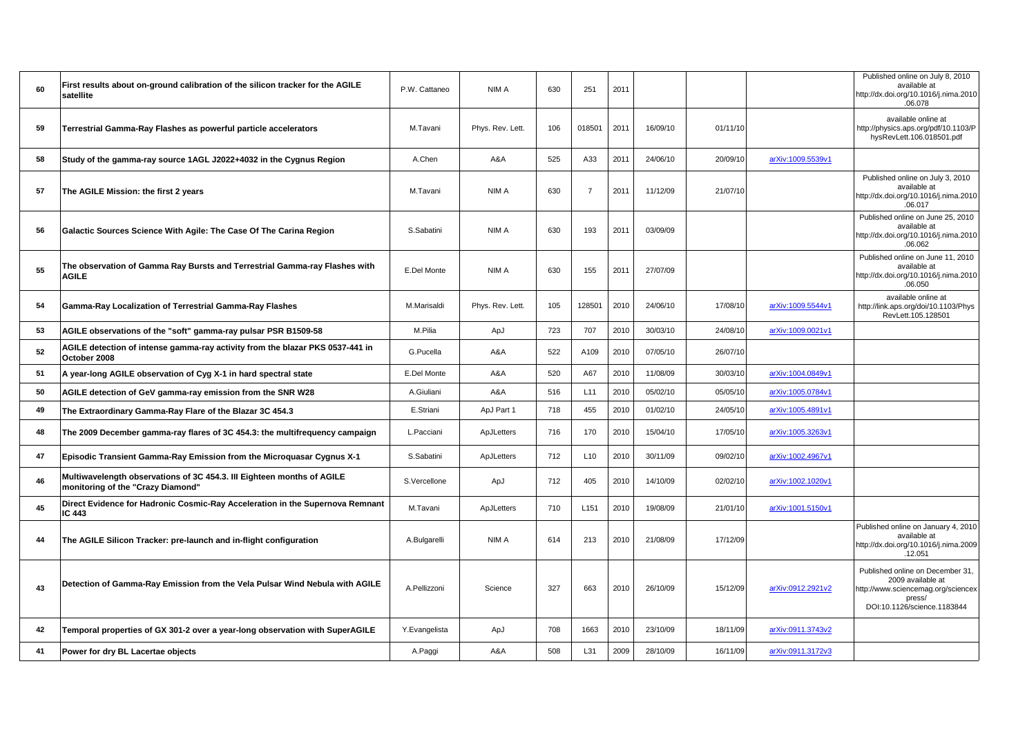| 60 | First results about on-ground calibration of the silicon tracker for the AGILE satellite | P.W. Cattaneo | NIM A | 630 | 251 | 2011 | | | | Published online on July 8, 2010 available at http://dx.doi.org/10.1016/j.nima.2010.06.078 |
|---|---|---|---|---|---|---|---|---|---|---|
| 59 | Terrestrial Gamma-Ray Flashes as powerful particle accelerators | M.Tavani | Phys. Rev. Lett. | 106 | 018501 | 2011 | 16/09/10 | 01/11/10 | | available online at http://physics.aps.org/pdf/10.1103/PhysRevLett.106.018501.pdf |
| 58 | Study of the gamma-ray source 1AGL J2022+4032 in the Cygnus Region | A.Chen | A&A | 525 | A33 | 2011 | 24/06/10 | 20/09/10 | arXiv:1009.5539v1 | |
| 57 | The AGILE Mission: the first 2 years | M.Tavani | NIM A | 630 | 7 | 2011 | 11/12/09 | 21/07/10 | | Published online on July 3, 2010 available at http://dx.doi.org/10.1016/j.nima.2010.06.017 |
| 56 | Galactic Sources Science With Agile: The Case Of The Carina Region | S.Sabatini | NIM A | 630 | 193 | 2011 | 03/09/09 | | | Published online on June 25, 2010 available at http://dx.doi.org/10.1016/j.nima.2010.06.062 |
| 55 | The observation of Gamma Ray Bursts and Terrestrial Gamma-ray Flashes with AGILE | E.Del Monte | NIM A | 630 | 155 | 2011 | 27/07/09 | | | Published online on June 11, 2010 available at http://dx.doi.org/10.1016/j.nima.2010.06.050 |
| 54 | Gamma-Ray Localization of Terrestrial Gamma-Ray Flashes | M.Marisaldi | Phys. Rev. Lett. | 105 | 128501 | 2010 | 24/06/10 | 17/08/10 | arXiv:1009.5544v1 | available online at http://link.aps.org/doi/10.1103/PhysRevLett.105.128501 |
| 53 | AGILE observations of the "soft" gamma-ray pulsar PSR B1509-58 | M.Pilia | ApJ | 723 | 707 | 2010 | 30/03/10 | 24/08/10 | arXiv:1009.0021v1 | |
| 52 | AGILE detection of intense gamma-ray activity from the blazar PKS 0537-441 in October 2008 | G.Pucella | A&A | 522 | A109 | 2010 | 07/05/10 | 26/07/10 | | |
| 51 | A year-long AGILE observation of Cyg X-1 in hard spectral state | E.Del Monte | A&A | 520 | A67 | 2010 | 11/08/09 | 30/03/10 | arXiv:1004.0849v1 | |
| 50 | AGILE detection of GeV gamma-ray emission from the SNR W28 | A.Giuliani | A&A | 516 | L11 | 2010 | 05/02/10 | 05/05/10 | arXiv:1005.0784v1 | |
| 49 | The Extraordinary Gamma-Ray Flare of the Blazar 3C 454.3 | E.Striani | ApJ Part 1 | 718 | 455 | 2010 | 01/02/10 | 24/05/10 | arXiv:1005.4891v1 | |
| 48 | The 2009 December gamma-ray flares of 3C 454.3: the multifrequency campaign | L.Pacciani | ApJLetters | 716 | 170 | 2010 | 15/04/10 | 17/05/10 | arXiv:1005.3263v1 | |
| 47 | Episodic Transient Gamma-Ray Emission from the Microquasar Cygnus X-1 | S.Sabatini | ApJLetters | 712 | L10 | 2010 | 30/11/09 | 09/02/10 | arXiv:1002.4967v1 | |
| 46 | Multiwavelength observations of 3C 454.3. III Eighteen months of AGILE monitoring of the "Crazy Diamond" | S.Vercellone | ApJ | 712 | 405 | 2010 | 14/10/09 | 02/02/10 | arXiv:1002.1020v1 | |
| 45 | Direct Evidence for Hadronic Cosmic-Ray Acceleration in the Supernova Remnant IC 443 | M.Tavani | ApJLetters | 710 | L151 | 2010 | 19/08/09 | 21/01/10 | arXiv:1001.5150v1 | |
| 44 | The AGILE Silicon Tracker: pre-launch and in-flight configuration | A.Bulgarelli | NIM A | 614 | 213 | 2010 | 21/08/09 | 17/12/09 | | Published online on January 4, 2010 available at http://dx.doi.org/10.1016/j.nima.2009.12.051 |
| 43 | Detection of Gamma-Ray Emission from the Vela Pulsar Wind Nebula with AGILE | A.Pellizzoni | Science | 327 | 663 | 2010 | 26/10/09 | 15/12/09 | arXiv:0912.2921v2 | Published online on December 31, 2009 available at http://www.sciencemag.org/sciencexpress/ DOI:10.1126/science.1183844 |
| 42 | Temporal properties of GX 301-2 over a year-long observation with SuperAGILE | Y.Evangelista | ApJ | 708 | 1663 | 2010 | 23/10/09 | 18/11/09 | arXiv:0911.3743v2 | |
| 41 | Power for dry BL Lacertae objects | A.Paggi | A&A | 508 | L31 | 2009 | 28/10/09 | 16/11/09 | arXiv:0911.3172v3 | |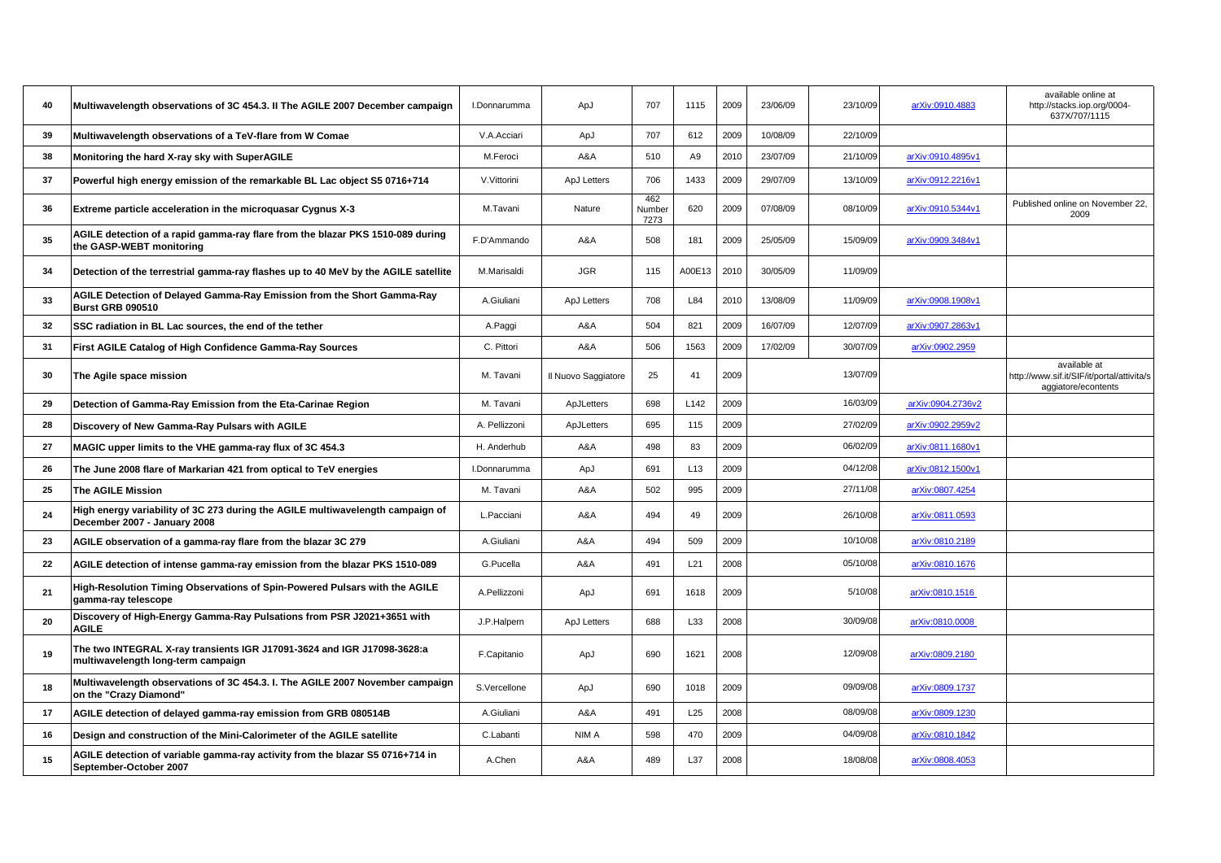| 40 | Multiwavelength observations of 3C 454.3. II The AGILE 2007 December campaign | I.Donnarumma | ApJ | 707 | 1115 | 2009 | 23/06/09 | 23/10/09 | arXiv:0910.4883 | available online at http://stacks.iop.org/0004-637X/707/1115 |
|---|---|---|---|---|---|---|---|---|---|---|
| 39 | Multiwavelength observations of a TeV-flare from W Comae | V.A.Acciari | ApJ | 707 | 612 | 2009 | 10/08/09 | 22/10/09 | | |
| 38 | Monitoring the hard X-ray sky with SuperAGILE | M.Feroci | A&A | 510 | A9 | 2010 | 23/07/09 | 21/10/09 | arXiv:0910.4895v1 | |
| 37 | Powerful high energy emission of the remarkable BL Lac object S5 0716+714 | V.Vittorini | ApJ Letters | 706 | 1433 | 2009 | 29/07/09 | 13/10/09 | arXiv:0912.2216v1 | |
| 36 | Extreme particle acceleration in the microquasar Cygnus X-3 | M.Tavani | Nature | 462 Number 7273 | 620 | 2009 | 07/08/09 | 08/10/09 | arXiv:0910.5344v1 | Published online on November 22, 2009 |
| 35 | AGILE detection of a rapid gamma-ray flare from the blazar PKS 1510-089 during the GASP-WEBT monitoring | F.D'Ammando | A&A | 508 | 181 | 2009 | 25/05/09 | 15/09/09 | arXiv:0909.3484v1 | |
| 34 | Detection of the terrestrial gamma-ray flashes up to 40 MeV by the AGILE satellite | M.Marisaldi | JGR | 115 | A00E13 | 2010 | 30/05/09 | 11/09/09 | | |
| 33 | AGILE Detection of Delayed Gamma-Ray Emission from the Short Gamma-Ray Burst GRB 090510 | A.Giuliani | ApJ Letters | 708 | L84 | 2010 | 13/08/09 | 11/09/09 | arXiv:0908.1908v1 | |
| 32 | SSC radiation in BL Lac sources, the end of the tether | A.Paggi | A&A | 504 | 821 | 2009 | 16/07/09 | 12/07/09 | arXiv:0907.2863v1 | |
| 31 | First AGILE Catalog of High Confidence Gamma-Ray Sources | C. Pittori | A&A | 506 | 1563 | 2009 | 17/02/09 | 30/07/09 | arXiv:0902.2959 | |
| 30 | The Agile space mission | M. Tavani | Il Nuovo Saggiatore | 25 | 41 | 2009 | | 13/07/09 | | available at http://www.sif.it/SIF/it/portal/attivita/saggiatore/econtents |
| 29 | Detection of Gamma-Ray Emission from the Eta-Carinae Region | M. Tavani | ApJLetters | 698 | L142 | 2009 | | 16/03/09 | arXiv:0904.2736v2 | |
| 28 | Discovery of New Gamma-Ray Pulsars with AGILE | A. Pellizzoni | ApJLetters | 695 | 115 | 2009 | | 27/02/09 | arXiv:0902.2959v2 | |
| 27 | MAGIC upper limits to the VHE gamma-ray flux of 3C 454.3 | H. Anderhub | A&A | 498 | 83 | 2009 | | 06/02/09 | arXiv:0811.1680v1 | |
| 26 | The June 2008 flare of Markarian 421 from optical to TeV energies | I.Donnarumma | ApJ | 691 | L13 | 2009 | | 04/12/08 | arXiv:0812.1500v1 | |
| 25 | The AGILE Mission | M. Tavani | A&A | 502 | 995 | 2009 | | 27/11/08 | arXiv:0807.4254 | |
| 24 | High energy variability of 3C 273 during the AGILE multiwavelength campaign of December 2007 - January 2008 | L.Pacciani | A&A | 494 | 49 | 2009 | | 26/10/08 | arXiv:0811.0593 | |
| 23 | AGILE observation of a gamma-ray flare from the blazar 3C 279 | A.Giuliani | A&A | 494 | 509 | 2009 | | 10/10/08 | arXiv:0810.2189 | |
| 22 | AGILE detection of intense gamma-ray emission from the blazar PKS 1510-089 | G.Pucella | A&A | 491 | L21 | 2008 | | 05/10/08 | arXiv:0810.1676 | |
| 21 | High-Resolution Timing Observations of Spin-Powered Pulsars with the AGILE gamma-ray telescope | A.Pellizzoni | ApJ | 691 | 1618 | 2009 | | 5/10/08 | arXiv:0810.1516 | |
| 20 | Discovery of High-Energy Gamma-Ray Pulsations from PSR J2021+3651 with AGILE | J.P.Halpern | ApJ Letters | 688 | L33 | 2008 | | 30/09/08 | arXiv:0810.0008 | |
| 19 | The two INTEGRAL X-ray transients IGR J17091-3624 and IGR J17098-3628:a multiwavelength long-term campaign | F.Capitanio | ApJ | 690 | 1621 | 2008 | | 12/09/08 | arXiv:0809.2180 | |
| 18 | Multiwavelength observations of 3C 454.3. I. The AGILE 2007 November campaign on the "Crazy Diamond" | S.Vercellone | ApJ | 690 | 1018 | 2009 | | 09/09/08 | arXiv:0809.1737 | |
| 17 | AGILE detection of delayed gamma-ray emission from GRB 080514B | A.Giuliani | A&A | 491 | L25 | 2008 | | 08/09/08 | arXiv:0809.1230 | |
| 16 | Design and construction of the Mini-Calorimeter of the AGILE satellite | C.Labanti | NIM A | 598 | 470 | 2009 | | 04/09/08 | arXiv:0810.1842 | |
| 15 | AGILE detection of variable gamma-ray activity from the blazar S5 0716+714 in September-October 2007 | A.Chen | A&A | 489 | L37 | 2008 | | 18/08/08 | arXiv:0808.4053 | |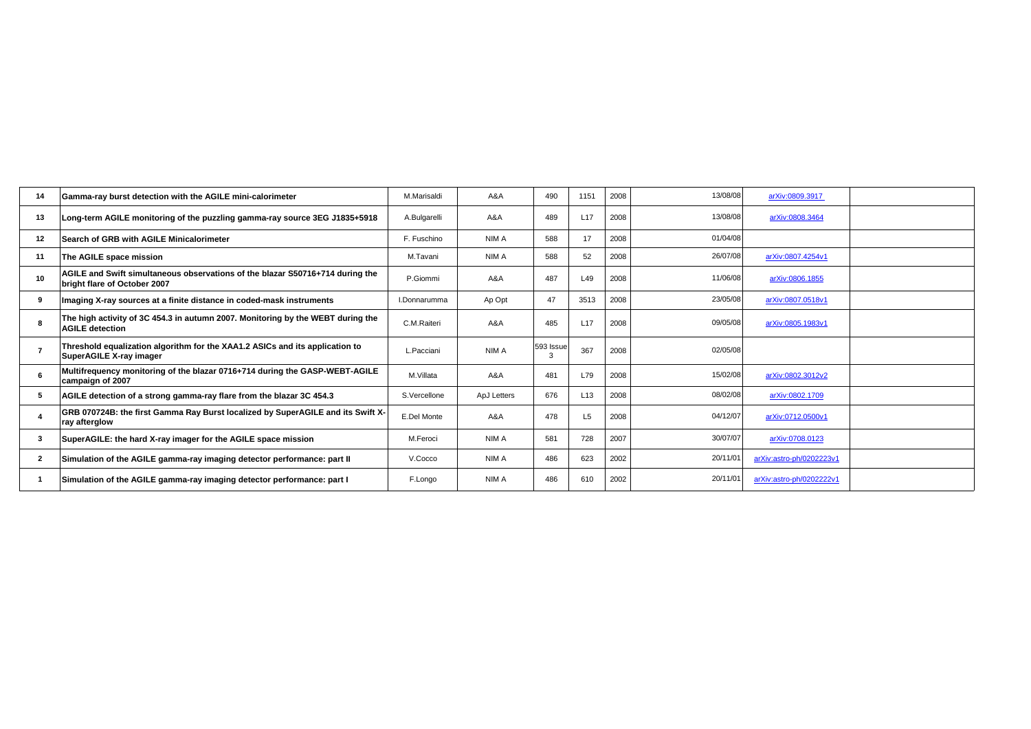| | | | | | | | | | |
|---|---|---|---|---|---|---|---|---|---|
| 14 | **Gamma-ray burst detection with the AGILE mini-calorimeter** | M.Marisaldi | A&A | 490 | 1151 | 2008 | 13/08/08 | arXiv:0809.3917 | |
| 13 | **Long-term AGILE monitoring of the puzzling gamma-ray source 3EG J1835+5918** | A.Bulgarelli | A&A | 489 | L17 | 2008 | 13/08/08 | arXiv:0808.3464 | |
| 12 | **Search of GRB with AGILE Minicalorimeter** | F. Fuschino | NIM A | 588 | 17 | 2008 | 01/04/08 | | |
| 11 | **The AGILE space mission** | M.Tavani | NIM A | 588 | 52 | 2008 | 26/07/08 | arXiv:0807.4254v1 | |
| 10 | **AGILE and Swift simultaneous observations of the blazar S50716+714 during the bright flare of October 2007** | P.Giommi | A&A | 487 | L49 | 2008 | 11/06/08 | arXiv:0806.1855 | |
| 9 | **Imaging X-ray sources at a finite distance in coded-mask instruments** | I.Donnarumma | Ap Opt | 47 | 3513 | 2008 | 23/05/08 | arXiv:0807.0518v1 | |
| 8 | **The high activity of 3C 454.3 in autumn 2007. Monitoring by the WEBT during the AGILE detection** | C.M.Raiteri | A&A | 485 | L17 | 2008 | 09/05/08 | arXiv:0805.1983v1 | |
| 7 | **Threshold equalization algorithm for the XAA1.2 ASICs and its application to SuperAGILE X-ray imager** | L.Pacciani | NIM A | 593 Issue 3 | 367 | 2008 | 02/05/08 | | |
| 6 | **Multifrequency monitoring of the blazar 0716+714 during the GASP-WEBT-AGILE campaign of 2007** | M.Villata | A&A | 481 | L79 | 2008 | 15/02/08 | arXiv:0802.3012v2 | |
| 5 | **AGILE detection of a strong gamma-ray flare from the blazar 3C 454.3** | S.Vercellone | ApJ Letters | 676 | L13 | 2008 | 08/02/08 | arXiv:0802.1709 | |
| 4 | **GRB 070724B: the first Gamma Ray Burst localized by SuperAGILE and its Swift X-ray afterglow** | E.Del Monte | A&A | 478 | L5 | 2008 | 04/12/07 | arXiv:0712.0500v1 | |
| 3 | **SuperAGILE: the hard X-ray imager for the AGILE space mission** | M.Feroci | NIM A | 581 | 728 | 2007 | 30/07/07 | arXiv:0708.0123 | |
| 2 | **Simulation of the AGILE gamma-ray imaging detector performance: part II** | V.Cocco | NIM A | 486 | 623 | 2002 | 20/11/01 | arXiv:astro-ph/0202223v1 | |
| 1 | **Simulation of the AGILE gamma-ray imaging detector performance: part I** | F.Longo | NIM A | 486 | 610 | 2002 | 20/11/01 | arXiv:astro-ph/0202222v1 | |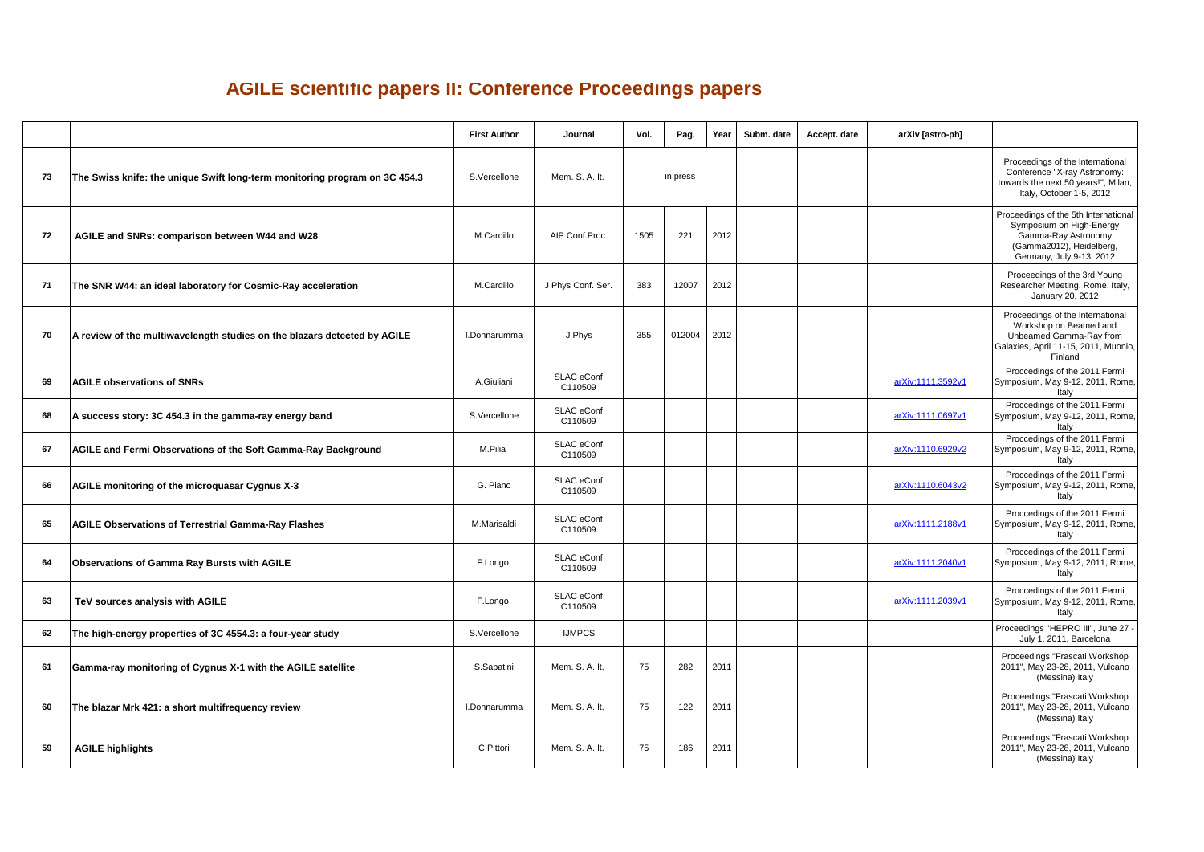# AGILE scientific papers II: Conference Proceedings papers

| | | First Author | Journal | Vol. | Pag. | Year | Subm. date | Accept. date | arXiv [astro-ph] | |
|---|---|---|---|---|---|---|---|---|---|---|
| 73 | The Swiss knife: the unique Swift long-term monitoring program on 3C 454.3 | S.Vercellone | Mem. S. A. It. | | in press | | | | | Proceedings of the International Conference "X-ray Astronomy: towards the next 50 years!", Milan, Italy, October 1-5, 2012 |
| 72 | AGILE and SNRs: comparison between W44 and W28 | M.Cardillo | AIP Conf.Proc. | 1505 | 221 | 2012 | | | | Proceedings of the 5th International Symposium on High-Energy Gamma-Ray Astronomy (Gamma2012), Heidelberg, Germany, July 9-13, 2012 |
| 71 | The SNR W44: an ideal laboratory for Cosmic-Ray acceleration | M.Cardillo | J Phys Conf. Ser. | 383 | 12007 | 2012 | | | | Proceedings of the 3rd Young Researcher Meeting, Rome, Italy, January 20, 2012 |
| 70 | A review of the multiwavelength studies on the blazars detected by AGILE | I.Donnarumma | J Phys | 355 | 012004 | 2012 | | | | Proceedings of the International Workshop on Beamed and Unbeamed Gamma-Ray from Galaxies, April 11-15, 2011, Muonio, Finland |
| 69 | AGILE observations of SNRs | A.Giuliani | SLAC eConf C110509 | | | | | | arXiv:1111.3592v1 | Proccedings of the 2011 Fermi Symposium, May 9-12, 2011, Rome, Italy |
| 68 | A success story: 3C 454.3 in the gamma-ray energy band | S.Vercellone | SLAC eConf C110509 | | | | | | arXiv:1111.0697v1 | Proceedings of the 2011 Fermi Symposium, May 9-12, 2011, Rome, Italy |
| 67 | AGILE and Fermi Observations of the Soft Gamma-Ray Background | M.Pilia | SLAC eConf C110509 | | | | | | arXiv:1110.6929v2 | Proccedings of the 2011 Fermi Symposium, May 9-12, 2011, Rome, Italy |
| 66 | AGILE monitoring of the microquasar Cygnus X-3 | G. Piano | SLAC eConf C110509 | | | | | | arXiv:1110.6043v2 | Proceedings of the 2011 Fermi Symposium, May 9-12, 2011, Rome, Italy |
| 65 | AGILE Observations of Terrestrial Gamma-Ray Flashes | M.Marisaldi | SLAC eConf C110509 | | | | | | arXiv:1111.2188v1 | Proccedings of the 2011 Fermi Symposium, May 9-12, 2011, Rome, Italy |
| 64 | Observations of Gamma Ray Bursts with AGILE | F.Longo | SLAC eConf C110509 | | | | | | arXiv:1111.2040v1 | Proccedings of the 2011 Fermi Symposium, May 9-12, 2011, Rome, Italy |
| 63 | TeV sources analysis with AGILE | F.Longo | SLAC eConf C110509 | | | | | | arXiv:1111.2039v1 | Proceedings of the 2011 Fermi Symposium, May 9-12, 2011, Rome, Italy |
| 62 | The high-energy properties of 3C 4554.3: a four-year study | S.Vercellone | IJMPCS | | | | | | | Proceedings "HEPRO III", June 27 - July 1, 2011, Barcelona |
| 61 | Gamma-ray monitoring of Cygnus X-1 with the AGILE satellite | S.Sabatini | Mem. S. A. It. | 75 | 282 | 2011 | | | | Proceedings "Frascati Workshop 2011", May 23-28, 2011, Vulcano (Messina) Italy |
| 60 | The blazar Mrk 421: a short multifrequency review | I.Donnarumma | Mem. S. A. It. | 75 | 122 | 2011 | | | | Proceedings "Frascati Workshop 2011", May 23-28, 2011, Vulcano (Messina) Italy |
| 59 | AGILE highlights | C.Pittori | Mem. S. A. It. | 75 | 186 | 2011 | | | | Proceedings "Frascati Workshop 2011", May 23-28, 2011, Vulcano (Messina) Italy |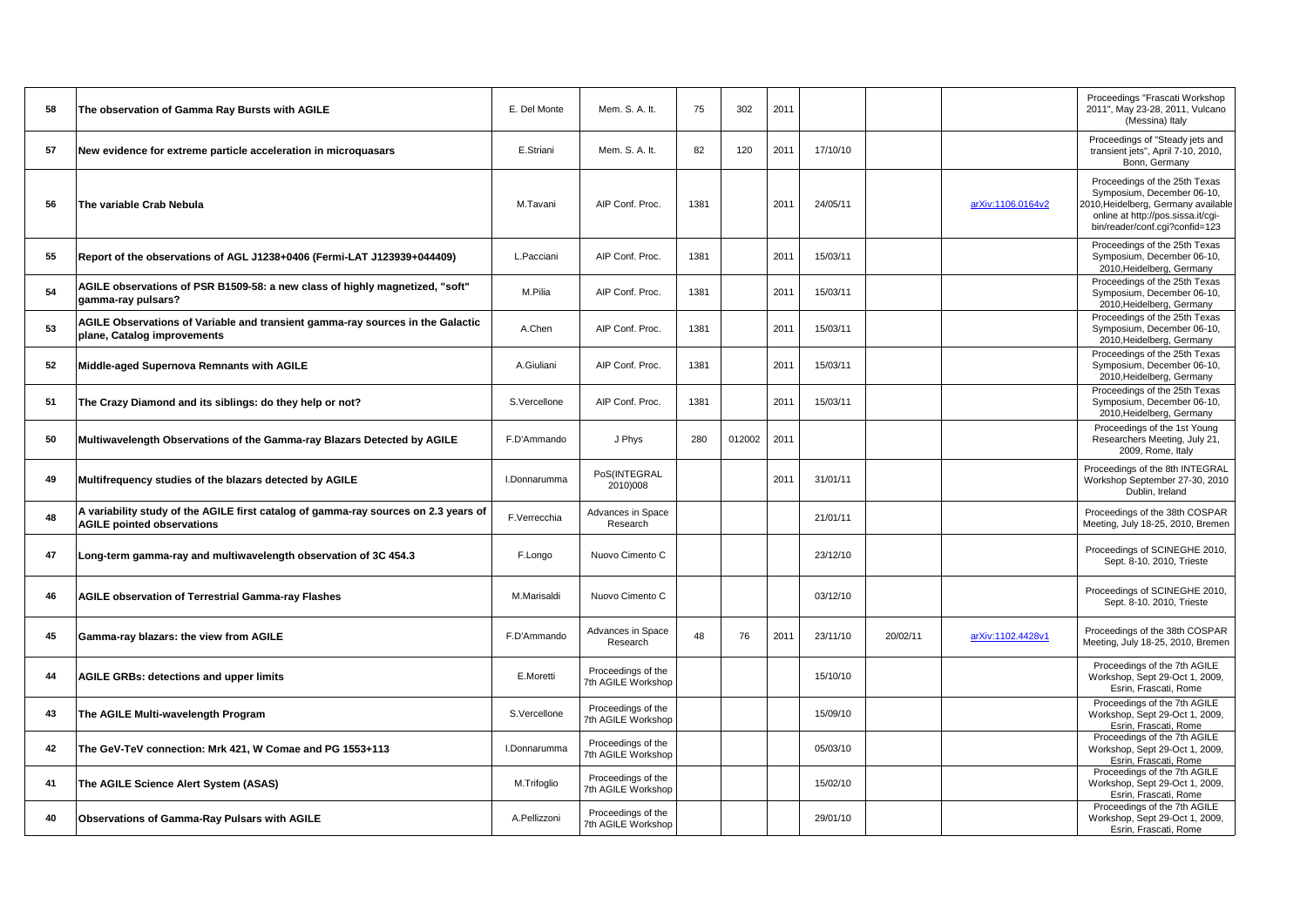| | | | | | | | | | | |
|---|---|---|---|---|---|---|---|---|---|---|
| 58 | **The observation of Gamma Ray Bursts with AGILE** | E. Del Monte | Mem. S. A. It. | 75 | 302 | 2011 | | | | Proceedings "Frascati Workshop 2011", May 23-28, 2011, Vulcano (Messina) Italy |
| 57 | **New evidence for extreme particle acceleration in microquasars** | E.Striani | Mem. S. A. It. | 82 | 120 | 2011 | 17/10/10 | | | Proceedings of "Steady jets and transient jets", April 7-10, 2010, Bonn, Germany |
| 56 | **The variable Crab Nebula** | M.Tavani | AIP Conf. Proc. | 1381 | | 2011 | 24/05/11 | | arXiv:1106.0164v2 | Proceedings of the 25th Texas Symposium, December 06-10, 2010,Heidelberg, Germany available online at http://pos.sissa.it/cgi-bin/reader/conf.cgi?confid=123 |
| 55 | **Report of the observations of AGL J1238+0406 (Fermi-LAT J123939+044409)** | L.Pacciani | AIP Conf. Proc. | 1381 | | 2011 | 15/03/11 | | | Proceedings of the 25th Texas Symposium, December 06-10, 2010,Heidelberg, Germany |
| 54 | **AGILE observations of PSR B1509-58: a new class of highly magnetized, "soft" gamma-ray pulsars?** | M.Pilia | AIP Conf. Proc. | 1381 | | 2011 | 15/03/11 | | | Proceedings of the 25th Texas Symposium, December 06-10, 2010,Heidelberg, Germany |
| 53 | **AGILE Observations of Variable and transient gamma-ray sources in the Galactic plane, Catalog improvements** | A.Chen | AIP Conf. Proc. | 1381 | | 2011 | 15/03/11 | | | Proceedings of the 25th Texas Symposium, December 06-10, 2010,Heidelberg, Germany |
| 52 | **Middle-aged Supernova Remnants with AGILE** | A.Giuliani | AIP Conf. Proc. | 1381 | | 2011 | 15/03/11 | | | Proceedings of the 25th Texas Symposium, December 06-10, 2010,Heidelberg, Germany |
| 51 | **The Crazy Diamond and its siblings: do they help or not?** | S.Vercellone | AIP Conf. Proc. | 1381 | | 2011 | 15/03/11 | | | Proceedings of the 25th Texas Symposium, December 06-10, 2010,Heidelberg, Germany |
| 50 | **Multiwavelength Observations of the Gamma-ray Blazars Detected by AGILE** | F.D'Ammando | J Phys | 280 | 012002 | 2011 | | | | Proceedings of the 1st Young Researchers Meeting, July 21, 2009, Rome, Italy |
| 49 | **Multifrequency studies of the blazars detected by AGILE** | I.Donnarumma | PoS(INTEGRAL 2010)008 | | | 2011 | 31/01/11 | | | Proceedings of the 8th INTEGRAL Workshop September 27-30, 2010 Dublin, Ireland |
| 48 | **A variability study of the AGILE first catalog of gamma-ray sources on 2.3 years of AGILE pointed observations** | F.Verrecchia | Advances in Space Research | | | | 21/01/11 | | | Proceedings of the 38th COSPAR Meeting, July 18-25, 2010, Bremen |
| 47 | **Long-term gamma-ray and multiwavelength observation of 3C 454.3** | F.Longo | Nuovo Cimento C | | | | 23/12/10 | | | Proceedings of SCINEGHE 2010, Sept. 8-10. 2010, Trieste |
| 46 | **AGILE observation of Terrestrial Gamma-ray Flashes** | M.Marisaldi | Nuovo Cimento C | | | | 03/12/10 | | | Proceedings of SCINEGHE 2010, Sept. 8-10. 2010, Trieste |
| 45 | **Gamma-ray blazars: the view from AGILE** | F.D'Ammando | Advances in Space Research | 48 | 76 | 2011 | 23/11/10 | 20/02/11 | arXiv:1102.4428v1 | Proceedings of the 38th COSPAR Meeting, July 18-25, 2010, Bremen |
| 44 | **AGILE GRBs: detections and upper limits** | E.Moretti | Proceedings of the 7th AGILE Workshop | | | | 15/10/10 | | | Proceedings of the 7th AGILE Workshop, Sept 29-Oct 1, 2009, Esrin, Frascati, Rome |
| 43 | **The AGILE Multi-wavelength Program** | S.Vercellone | Proceedings of the 7th AGILE Workshop | | | | 15/09/10 | | | Proceedings of the 7th AGILE Workshop, Sept 29-Oct 1, 2009, Esrin, Frascati, Rome |
| 42 | **The GeV-TeV connection: Mrk 421, W Comae and PG 1553+113** | I.Donnarumma | Proceedings of the 7th AGILE Workshop | | | | 05/03/10 | | | Proceedings of the 7th AGILE Workshop, Sept 29-Oct 1, 2009, Esrin, Frascati, Rome |
| 41 | **The AGILE Science Alert System (ASAS)** | M.Trifoglio | Proceedings of the 7th AGILE Workshop | | | | 15/02/10 | | | Proceedings of the 7th AGILE Workshop, Sept 29-Oct 1, 2009, Esrin, Frascati, Rome |
| 40 | **Observations of Gamma-Ray Pulsars with AGILE** | A.Pellizzoni | Proceedings of the 7th AGILE Workshop | | | | 29/01/10 | | | Proceedings of the 7th AGILE Workshop, Sept 29-Oct 1, 2009, Esrin, Frascati, Rome |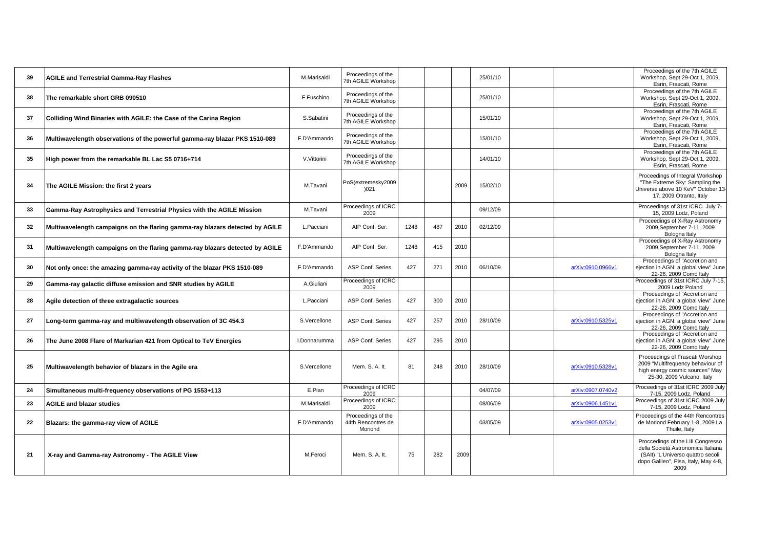| | | | | | | | | | | |
|---|---|---|---|---|---|---|---|---|---|---|
| 39 | **AGILE and Terrestrial Gamma-Ray Flashes** | M.Marisaldi | Proceedings of the 7th AGILE Workshop | | | | 25/01/10 | | | Proceedings of the 7th AGILE Workshop, Sept 29-Oct 1, 2009, Esrin, Frascati, Rome |
| 38 | **The remarkable short GRB 090510** | F.Fuschino | Proceedings of the 7th AGILE Workshop | | | | 25/01/10 | | | Proceedings of the 7th AGILE Workshop, Sept 29-Oct 1, 2009, Esrin, Frascati, Rome |
| 37 | **Colliding Wind Binaries with AGILE: the Case of the Carina Region** | S.Sabatini | Proceedings of the 7th AGILE Workshop | | | | 15/01/10 | | | Proceedings of the 7th AGILE Workshop, Sept 29-Oct 1, 2009, Esrin, Frascati, Rome |
| 36 | **Multiwavelength observations of the powerful gamma-ray blazar PKS 1510-089** | F.D'Ammando | Proceedings of the 7th AGILE Workshop | | | | 15/01/10 | | | Proceedings of the 7th AGILE Workshop, Sept 29-Oct 1, 2009, Esrin, Frascati, Rome |
| 35 | **High power from the remarkable BL Lac S5 0716+714** | V.Vittorini | Proceedings of the 7th AGILE Workshop | | | | 14/01/10 | | | Proceedings of the 7th AGILE Workshop, Sept 29-Oct 1, 2009, Esrin, Frascati, Rome |
| 34 | **The AGILE Mission: the first 2 years** | M.Tavani | PoS(extremesky2009)021 | | | 2009 | 15/02/10 | | | Proceedings of Integral Workshop "The Extreme Sky: Sampling the Universe above 10 KeV" October 13-17, 2009 Otranto, Italy |
| 33 | **Gamma-Ray Astrophysics and Terrestrial Physics with the AGILE Mission** | M.Tavani | Proceedings of ICRC 2009 | | | | 09/12/09 | | | Proceedings of 31st ICRC July 7-15, 2009 Lodz, Poland |
| 32 | **Multiwavelength campaigns on the flaring gamma-ray blazars detected by AGILE** | L.Pacciani | AIP Conf. Ser. | 1248 | 487 | 2010 | 02/12/09 | | | Proceedings of X-Ray Astronomy 2009,September 7-11, 2009 Bologna Italy |
| 31 | **Multiwavelength campaigns on the flaring gamma-ray blazars detected by AGILE** | F.D'Ammando | AIP Conf. Ser. | 1248 | 415 | 2010 | | | | Proceedings of X-Ray Astronomy 2009,September 7-11, 2009 Bologna Italy |
| 30 | **Not only once: the amazing gamma-ray activity of the blazar PKS 1510-089** | F.D'Ammando | ASP Conf. Series | 427 | 271 | 2010 | 06/10/09 | | arXiv:0910.0966v1 | Proceedings of "Accretion and ejection in AGN: a global view" June 22-26, 2009 Como Italy |
| 29 | **Gamma-ray galactic diffuse emission and SNR studies by AGILE** | A.Giuliani | Proceedings of ICRC 2009 | | | | | | | Proceedings of 31st ICRC July 7-15, 2009 Lodz Poland |
| 28 | **Agile detection of three extragalactic sources** | L.Pacciani | ASP Conf. Series | 427 | 300 | 2010 | | | | Proceedings of "Accretion and ejection in AGN: a global view" June 22-26, 2009 Como Italy |
| 27 | **Long-term gamma-ray and multiwavelength observation of 3C 454.3** | S.Vercellone | ASP Conf. Series | 427 | 257 | 2010 | 28/10/09 | | arXiv:0910.5325v1 | Proceedings of "Accretion and ejection in AGN: a global view" June 22-26, 2009 Como Italy |
| 26 | **The June 2008 Flare of Markarian 421 from Optical to TeV Energies** | I.Donnarumma | ASP Conf. Series | 427 | 295 | 2010 | | | | Proceedings of "Accretion and ejection in AGN: a global view" June 22-26, 2009 Como Italy |
| 25 | **Multiwavelength behavior of blazars in the Agile era** | S.Vercellone | Mem. S. A. It. | 81 | 248 | 2010 | 28/10/09 | | arXiv:0910.5328v1 | Proceedings of Frascati Worshop 2009 "Multifrequency behaviour of high energy cosmic sources" May 25-30, 2009 Vulcano, Italy |
| 24 | **Simultaneous multi-frequency observations of PG 1553+113** | E.Pian | Proceedings of ICRC 2009 | | | | 04/07/09 | | arXiv:0907.0740v2 | Proceedings of 31st ICRC 2009 July 7-15, 2009 Lodz, Poland |
| 23 | **AGILE and blazar studies** | M.Marisaldi | Proceedings of ICRC 2009 | | | | 08/06/09 | | arXiv:0906.1451v1 | Proceedings of 31st ICRC 2009 July 7-15, 2009 Lodz, Poland |
| 22 | **Blazars: the gamma-ray view of AGILE** | F.D'Ammando | Proceedings of the 44th Rencontres de Moriond | | | | 03/05/09 | | arXiv:0905.0253v1 | Proceedings of the 44th Rencontres de Moriond February 1-8, 2009 La Thuile, Italy |
| 21 | **X-ray and Gamma-ray Astronomy - The AGILE View** | M.Feroci | Mem. S. A. It. | 75 | 282 | 2009 | | | | Proccedings of the LIII Congresso della Società Astronomica Italiana (SAIt) "L'Universo quattro secoli dopo Galileo", Pisa, Italy, May 4-8, 2009 |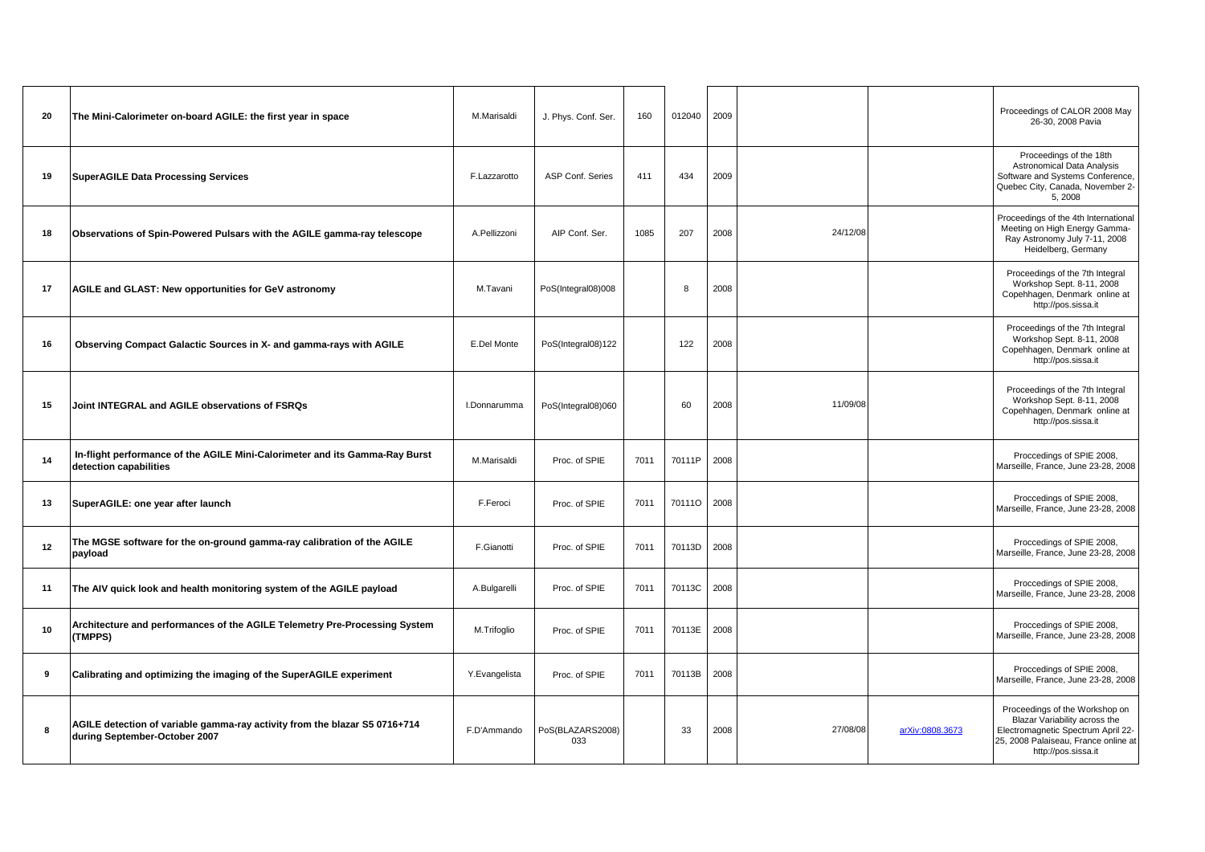| | | | | | | | | | |
|---|---|---|---|---|---|---|---|---|---|
| 20 | **The Mini-Calorimeter on-board AGILE: the first year in space** | M.Marisaldi | J. Phys. Conf. Ser. | 160 | 012040 | 2009 | | | Proceedings of CALOR 2008 May 26-30, 2008 Pavia |
| 19 | **SuperAGILE Data Processing Services** | F.Lazzarotto | ASP Conf. Series | 411 | 434 | 2009 | | | Proceedings of the 18th Astronomical Data Analysis Software and Systems Conference, Quebec City, Canada, November 2-5, 2008 |
| 18 | **Observations of Spin-Powered Pulsars with the AGILE gamma-ray telescope** | A.Pellizzoni | AIP Conf. Ser. | 1085 | 207 | 2008 | 24/12/08 | | Proceedings of the 4th International Meeting on High Energy Gamma-Ray Astronomy July 7-11, 2008 Heidelberg, Germany |
| 17 | **AGILE and GLAST: New opportunities for GeV astronomy** | M.Tavani | PoS(Integral08)008 | | 8 | 2008 | | | Proceedings of the 7th Integral Workshop Sept. 8-11, 2008 Copehhagen, Denmark online at http://pos.sissa.it |
| 16 | **Observing Compact Galactic Sources in X- and gamma-rays with AGILE** | E.Del Monte | PoS(Integral08)122 | | 122 | 2008 | | | Proceedings of the 7th Integral Workshop Sept. 8-11, 2008 Copehhagen, Denmark online at http://pos.sissa.it |
| 15 | **Joint INTEGRAL and AGILE observations of FSRQs** | I.Donnarumma | PoS(Integral08)060 | | 60 | 2008 | 11/09/08 | | Proceedings of the 7th Integral Workshop Sept. 8-11, 2008 Copehhagen, Denmark online at http://pos.sissa.it |
| 14 | **In-flight performance of the AGILE Mini-Calorimeter and its Gamma-Ray Burst detection capabilities** | M.Marisaldi | Proc. of SPIE | 7011 | 70111P | 2008 | | | Proccedings of SPIE 2008, Marseille, France, June 23-28, 2008 |
| 13 | **SuperAGILE: one year after launch** | F.Feroci | Proc. of SPIE | 7011 | 70111O | 2008 | | | Proccedings of SPIE 2008, Marseille, France, June 23-28, 2008 |
| 12 | **The MGSE software for the on-ground gamma-ray calibration of the AGILE payload** | F.Gianotti | Proc. of SPIE | 7011 | 70113D | 2008 | | | Proccedings of SPIE 2008, Marseille, France, June 23-28, 2008 |
| 11 | **The AIV quick look and health monitoring system of the AGILE payload** | A.Bulgarelli | Proc. of SPIE | 7011 | 70113C | 2008 | | | Proccedings of SPIE 2008, Marseille, France, June 23-28, 2008 |
| 10 | **Architecture and performances of the AGILE Telemetry Pre-Processing System (TMPPS)** | M.Trifoglio | Proc. of SPIE | 7011 | 70113E | 2008 | | | Proccedings of SPIE 2008, Marseille, France, June 23-28, 2008 |
| 9 | **Calibrating and optimizing the imaging of the SuperAGILE experiment** | Y.Evangelista | Proc. of SPIE | 7011 | 70113B | 2008 | | | Proccedings of SPIE 2008, Marseille, France, June 23-28, 2008 |
| 8 | **AGILE detection of variable gamma-ray activity from the blazar S5 0716+714 during September-October 2007** | F.D'Ammando | PoS(BLAZARS2008) 033 | | 33 | 2008 | 27/08/08 | arXiv:0808.3673 | Proceedings of the Workshop on Blazar Variability across the Electromagnetic Spectrum April 22-25, 2008 Palaiseau, France online at http://pos.sissa.it |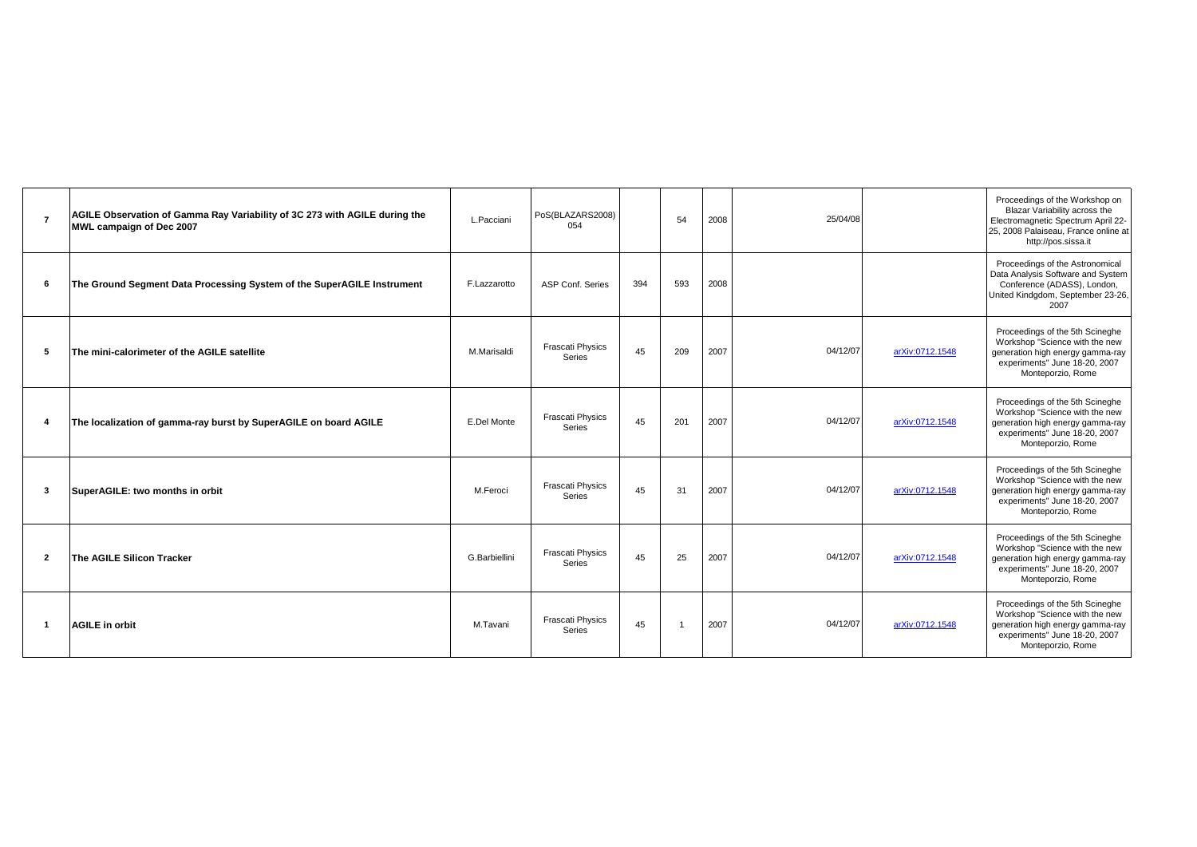| | | | | | | | | | |
|---|---|---|---|---|---|---|---|---|---|
| 7 | **AGILE Observation of Gamma Ray Variability of 3C 273 with AGILE during the MWL campaign of Dec 2007** | L.Pacciani | PoS(BLAZARS2008) 054 | | 54 | 2008 | 25/04/08 | | Proceedings of the Workshop on Blazar Variability across the Electromagnetic Spectrum April 22-25, 2008 Palaiseau, France online at http://pos.sissa.it |
| 6 | **The Ground Segment Data Processing System of the SuperAGILE Instrument** | F.Lazzarotto | ASP Conf. Series | 394 | 593 | 2008 | | | Proceedings of the Astronomical Data Analysis Software and System Conference (ADASS), London, United Kindgdom, September 23-26, 2007 |
| 5 | **The mini-calorimeter of the AGILE satellite** | M.Marisaldi | Frascati Physics Series | 45 | 209 | 2007 | 04/12/07 | arXiv:0712.1548 | Proceedings of the 5th Scineghe Workshop "Science with the new generation high energy gamma-ray experiments" June 18-20, 2007 Monteporzio, Rome |
| 4 | **The localization of gamma-ray burst by SuperAGILE on board AGILE** | E.Del Monte | Frascati Physics Series | 45 | 201 | 2007 | 04/12/07 | arXiv:0712.1548 | Proceedings of the 5th Scineghe Workshop "Science with the new generation high energy gamma-ray experiments" June 18-20, 2007 Monteporzio, Rome |
| 3 | **SuperAGILE: two months in orbit** | M.Feroci | Frascati Physics Series | 45 | 31 | 2007 | 04/12/07 | arXiv:0712.1548 | Proceedings of the 5th Scineghe Workshop "Science with the new generation high energy gamma-ray experiments" June 18-20, 2007 Monteporzio, Rome |
| 2 | **The AGILE Silicon Tracker** | G.Barbiellini | Frascati Physics Series | 45 | 25 | 2007 | 04/12/07 | arXiv:0712.1548 | Proceedings of the 5th Scineghe Workshop "Science with the new generation high energy gamma-ray experiments" June 18-20, 2007 Monteporzio, Rome |
| 1 | **AGILE in orbit** | M.Tavani | Frascati Physics Series | 45 | 1 | 2007 | 04/12/07 | arXiv:0712.1548 | Proceedings of the 5th Scineghe Workshop "Science with the new generation high energy gamma-ray experiments" June 18-20, 2007 Monteporzio, Rome |